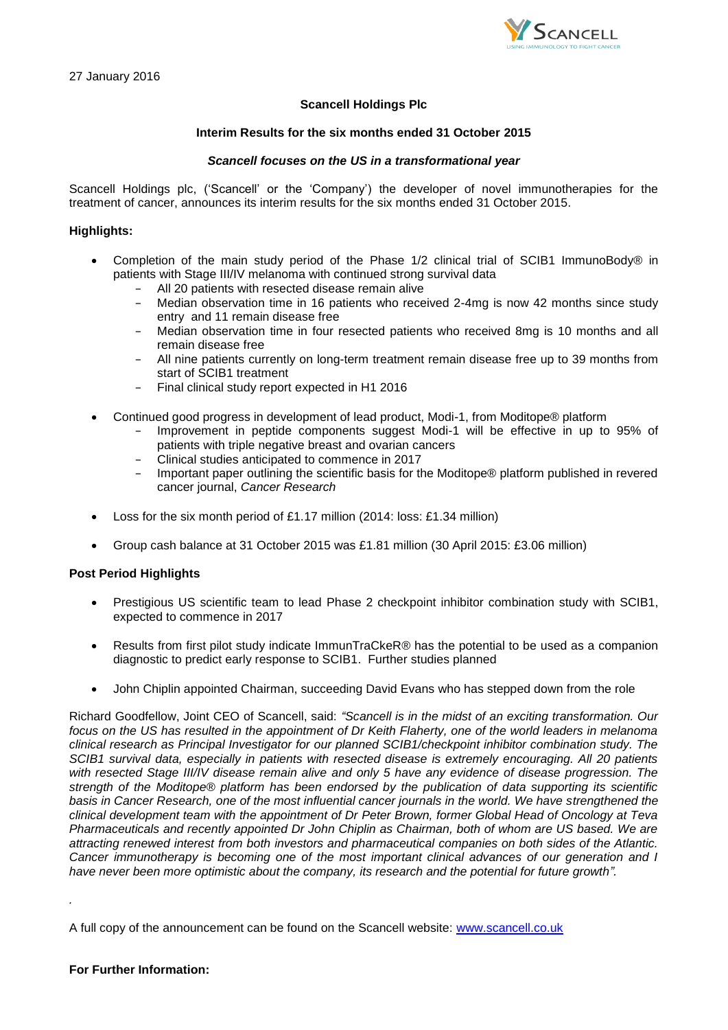27 January 2016

**Scancell Holdings Plc**

**Interim Results for the six months ended 31 October 2015**

***Scancell focuses on the US in a transformational year***

Scancell Holdings plc, ('Scancell' or the 'Company') the developer of novel immunotherapies for the treatment of cancer, announces its interim results for the six months ended 31 October 2015.

**Highlights:**

- Completion of the main study period of the Phase 1/2 clinical trial of SCIB1 ImmunoBody® in patients with Stage III/IV melanoma with continued strong survival data
  - All 20 patients with resected disease remain alive
  - Median observation time in 16 patients who received 2-4mg is now 42 months since study entry and 11 remain disease free
  - Median observation time in four resected patients who received 8mg is 10 months and all remain disease free
  - All nine patients currently on long-term treatment remain disease free up to 39 months from start of SCIB1 treatment
  - Final clinical study report expected in H1 2016
- Continued good progress in development of lead product, Modi-1, from Moditope® platform
  - Improvement in peptide components suggest Modi-1 will be effective in up to 95% of patients with triple negative breast and ovarian cancers
  - Clinical studies anticipated to commence in 2017
  - Important paper outlining the scientific basis for the Moditope® platform published in revered cancer journal, *Cancer Research*
- Loss for the six month period of £1.17 million (2014: loss: £1.34 million)
- Group cash balance at 31 October 2015 was £1.81 million (30 April 2015: £3.06 million)

**Post Period Highlights**

- Prestigious US scientific team to lead Phase 2 checkpoint inhibitor combination study with SCIB1, expected to commence in 2017
- Results from first pilot study indicate ImmunTraCkeR® has the potential to be used as a companion diagnostic to predict early response to SCIB1. Further studies planned
- John Chiplin appointed Chairman, succeeding David Evans who has stepped down from the role

Richard Goodfellow, Joint CEO of Scancell, said: *"Scancell is in the midst of an exciting transformation. Our focus on the US has resulted in the appointment of Dr Keith Flaherty, one of the world leaders in melanoma clinical research as Principal Investigator for our planned SCIB1/checkpoint inhibitor combination study. The SCIB1 survival data, especially in patients with resected disease is extremely encouraging. All 20 patients with resected Stage III/IV disease remain alive and only 5 have any evidence of disease progression. The strength of the Moditope® platform has been endorsed by the publication of data supporting its scientific basis in Cancer Research, one of the most influential cancer journals in the world. We have strengthened the clinical development team with the appointment of Dr Peter Brown, former Global Head of Oncology at Teva Pharmaceuticals and recently appointed Dr John Chiplin as Chairman, both of whom are US based. We are attracting renewed interest from both investors and pharmaceutical companies on both sides of the Atlantic. Cancer immunotherapy is becoming one of the most important clinical advances of our generation and I have never been more optimistic about the company, its research and the potential for future growth".*

.

A full copy of the announcement can be found on the Scancell website: www.scancell.co.uk

**For Further Information:**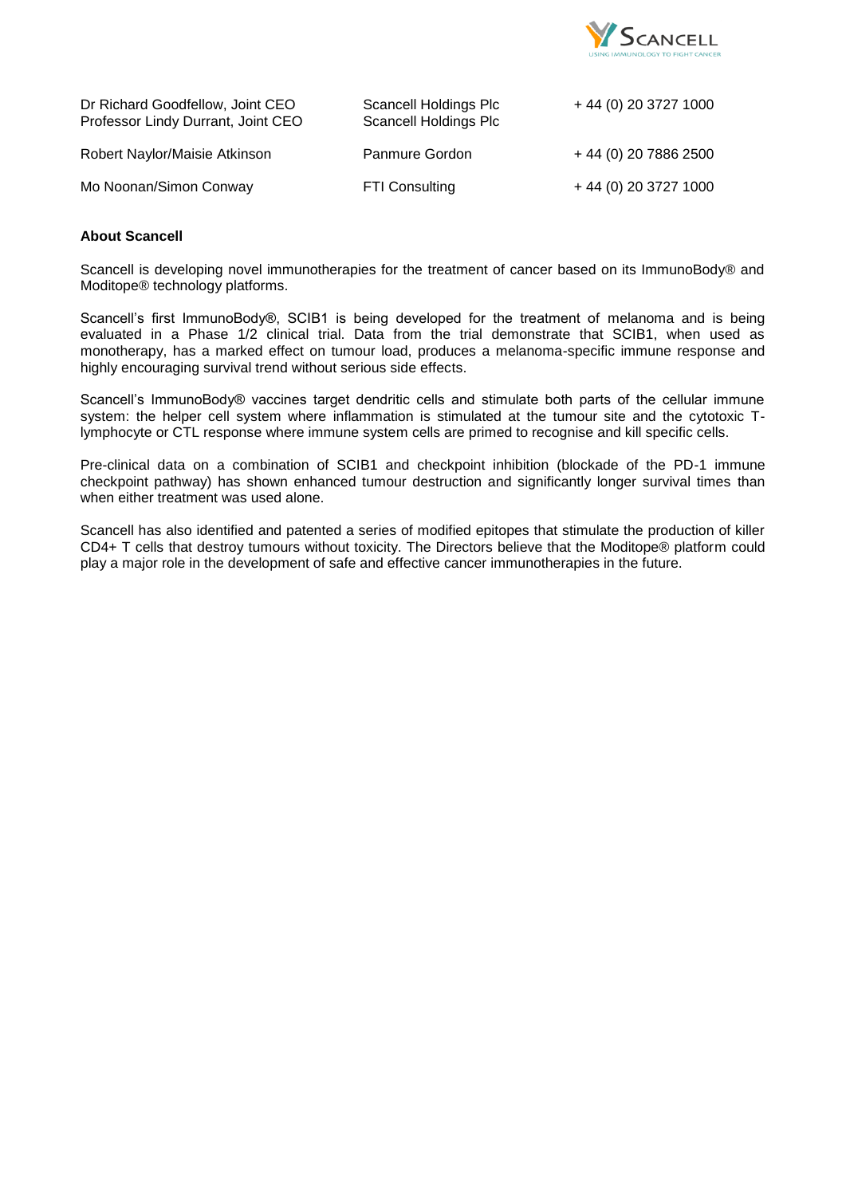| | | |
|---|---|---|
| Dr Richard Goodfellow, Joint CEO<br>Professor Lindy Durrant, Joint CEO | Scancell Holdings Plc<br>Scancell Holdings Plc | + 44 (0) 20 3727 1000 |
| Robert Naylor/Maisie Atkinson | Panmure Gordon | + 44 (0) 20 7886 2500 |
| Mo Noonan/Simon Conway | FTI Consulting | + 44 (0) 20 3727 1000 |

**About Scancell**

Scancell is developing novel immunotherapies for the treatment of cancer based on its ImmunoBody® and Moditope® technology platforms.

Scancell's first ImmunoBody®, SCIB1 is being developed for the treatment of melanoma and is being evaluated in a Phase 1/2 clinical trial. Data from the trial demonstrate that SCIB1, when used as monotherapy, has a marked effect on tumour load, produces a melanoma-specific immune response and highly encouraging survival trend without serious side effects.

Scancell's ImmunoBody® vaccines target dendritic cells and stimulate both parts of the cellular immune system: the helper cell system where inflammation is stimulated at the tumour site and the cytotoxic T-lymphocyte or CTL response where immune system cells are primed to recognise and kill specific cells.

Pre-clinical data on a combination of SCIB1 and checkpoint inhibition (blockade of the PD-1 immune checkpoint pathway) has shown enhanced tumour destruction and significantly longer survival times than when either treatment was used alone.

Scancell has also identified and patented a series of modified epitopes that stimulate the production of killer CD4+ T cells that destroy tumours without toxicity. The Directors believe that the Moditope® platform could play a major role in the development of safe and effective cancer immunotherapies in the future.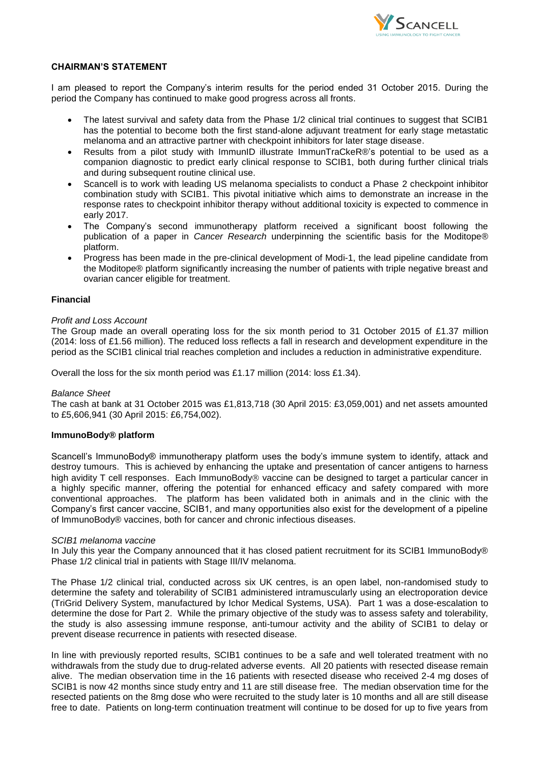## CHAIRMAN'S STATEMENT

I am pleased to report the Company's interim results for the period ended 31 October 2015. During the period the Company has continued to make good progress across all fronts.

- The latest survival and safety data from the Phase 1/2 clinical trial continues to suggest that SCIB1 has the potential to become both the first stand-alone adjuvant treatment for early stage metastatic melanoma and an attractive partner with checkpoint inhibitors for later stage disease.
- Results from a pilot study with ImmunID illustrate ImmunTraCkeR®'s potential to be used as a companion diagnostic to predict early clinical response to SCIB1, both during further clinical trials and during subsequent routine clinical use.
- Scancell is to work with leading US melanoma specialists to conduct a Phase 2 checkpoint inhibitor combination study with SCIB1. This pivotal initiative which aims to demonstrate an increase in the response rates to checkpoint inhibitor therapy without additional toxicity is expected to commence in early 2017.
- The Company's second immunotherapy platform received a significant boost following the publication of a paper in *Cancer Research* underpinning the scientific basis for the Moditope® platform.
- Progress has been made in the pre-clinical development of Modi-1, the lead pipeline candidate from the Moditope® platform significantly increasing the number of patients with triple negative breast and ovarian cancer eligible for treatment.

### Financial

*Profit and Loss Account*

The Group made an overall operating loss for the six month period to 31 October 2015 of £1.37 million (2014: loss of £1.56 million). The reduced loss reflects a fall in research and development expenditure in the period as the SCIB1 clinical trial reaches completion and includes a reduction in administrative expenditure.

Overall the loss for the six month period was £1.17 million (2014: loss £1.34).

*Balance Sheet*

The cash at bank at 31 October 2015 was £1,813,718 (30 April 2015: £3,059,001) and net assets amounted to £5,606,941 (30 April 2015: £6,754,002).

### ImmunoBody® platform

Scancell's ImmunoBody® immunotherapy platform uses the body's immune system to identify, attack and destroy tumours. This is achieved by enhancing the uptake and presentation of cancer antigens to harness high avidity T cell responses. Each ImmunoBody® vaccine can be designed to target a particular cancer in a highly specific manner, offering the potential for enhanced efficacy and safety compared with more conventional approaches. The platform has been validated both in animals and in the clinic with the Company's first cancer vaccine, SCIB1, and many opportunities also exist for the development of a pipeline of ImmunoBody® vaccines, both for cancer and chronic infectious diseases.

*SCIB1 melanoma vaccine*

In July this year the Company announced that it has closed patient recruitment for its SCIB1 ImmunoBody® Phase 1/2 clinical trial in patients with Stage III/IV melanoma.

The Phase 1/2 clinical trial, conducted across six UK centres, is an open label, non-randomised study to determine the safety and tolerability of SCIB1 administered intramuscularly using an electroporation device (TriGrid Delivery System, manufactured by Ichor Medical Systems, USA). Part 1 was a dose-escalation to determine the dose for Part 2. While the primary objective of the study was to assess safety and tolerability, the study is also assessing immune response, anti-tumour activity and the ability of SCIB1 to delay or prevent disease recurrence in patients with resected disease.

In line with previously reported results, SCIB1 continues to be a safe and well tolerated treatment with no withdrawals from the study due to drug-related adverse events. All 20 patients with resected disease remain alive. The median observation time in the 16 patients with resected disease who received 2-4 mg doses of SCIB1 is now 42 months since study entry and 11 are still disease free. The median observation time for the resected patients on the 8mg dose who were recruited to the study later is 10 months and all are still disease free to date. Patients on long-term continuation treatment will continue to be dosed for up to five years from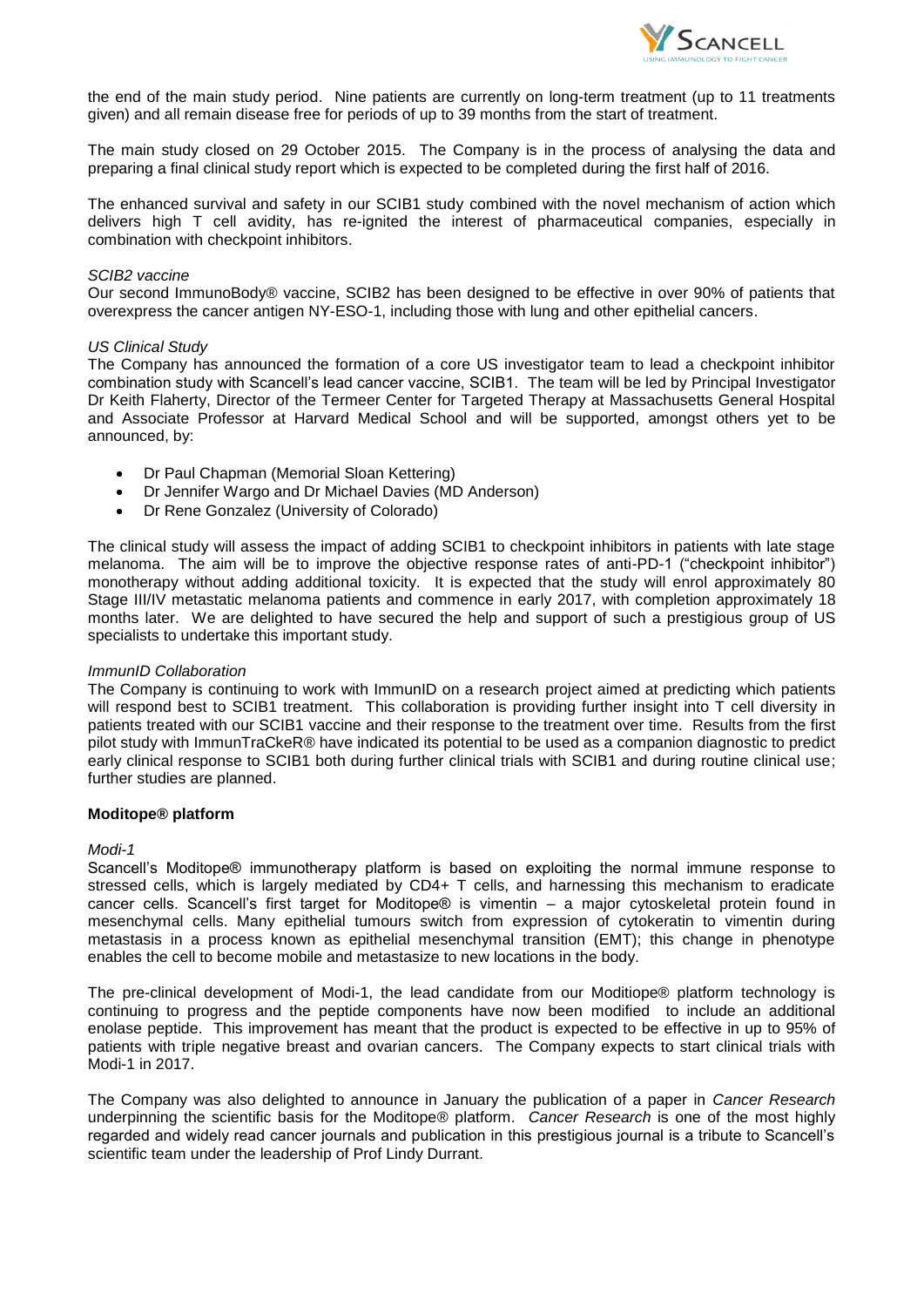the end of the main study period. Nine patients are currently on long-term treatment (up to 11 treatments given) and all remain disease free for periods of up to 39 months from the start of treatment.

The main study closed on 29 October 2015. The Company is in the process of analysing the data and preparing a final clinical study report which is expected to be completed during the first half of 2016.

The enhanced survival and safety in our SCIB1 study combined with the novel mechanism of action which delivers high T cell avidity, has re-ignited the interest of pharmaceutical companies, especially in combination with checkpoint inhibitors.

*SCIB2 vaccine*

Our second ImmunoBody® vaccine, SCIB2 has been designed to be effective in over 90% of patients that overexpress the cancer antigen NY-ESO-1, including those with lung and other epithelial cancers.

*US Clinical Study*

The Company has announced the formation of a core US investigator team to lead a checkpoint inhibitor combination study with Scancell's lead cancer vaccine, SCIB1. The team will be led by Principal Investigator Dr Keith Flaherty, Director of the Termeer Center for Targeted Therapy at Massachusetts General Hospital and Associate Professor at Harvard Medical School and will be supported, amongst others yet to be announced, by:

- Dr Paul Chapman (Memorial Sloan Kettering)
- Dr Jennifer Wargo and Dr Michael Davies (MD Anderson)
- Dr Rene Gonzalez (University of Colorado)

The clinical study will assess the impact of adding SCIB1 to checkpoint inhibitors in patients with late stage melanoma. The aim will be to improve the objective response rates of anti-PD-1 ("checkpoint inhibitor") monotherapy without adding additional toxicity. It is expected that the study will enrol approximately 80 Stage III/IV metastatic melanoma patients and commence in early 2017, with completion approximately 18 months later. We are delighted to have secured the help and support of such a prestigious group of US specialists to undertake this important study.

*ImmunID Collaboration*

The Company is continuing to work with ImmunID on a research project aimed at predicting which patients will respond best to SCIB1 treatment. This collaboration is providing further insight into T cell diversity in patients treated with our SCIB1 vaccine and their response to the treatment over time. Results from the first pilot study with ImmunTraCkeR® have indicated its potential to be used as a companion diagnostic to predict early clinical response to SCIB1 both during further clinical trials with SCIB1 and during routine clinical use; further studies are planned.

**Moditope® platform**

*Modi-1*

Scancell's Moditope® immunotherapy platform is based on exploiting the normal immune response to stressed cells, which is largely mediated by CD4+ T cells, and harnessing this mechanism to eradicate cancer cells. Scancell's first target for Moditope® is vimentin – a major cytoskeletal protein found in mesenchymal cells. Many epithelial tumours switch from expression of cytokeratin to vimentin during metastasis in a process known as epithelial mesenchymal transition (EMT); this change in phenotype enables the cell to become mobile and metastasize to new locations in the body.

The pre-clinical development of Modi-1, the lead candidate from our Moditiope® platform technology is continuing to progress and the peptide components have now been modified to include an additional enolase peptide. This improvement has meant that the product is expected to be effective in up to 95% of patients with triple negative breast and ovarian cancers. The Company expects to start clinical trials with Modi-1 in 2017.

The Company was also delighted to announce in January the publication of a paper in *Cancer Research* underpinning the scientific basis for the Moditope® platform. *Cancer Research* is one of the most highly regarded and widely read cancer journals and publication in this prestigious journal is a tribute to Scancell's scientific team under the leadership of Prof Lindy Durrant.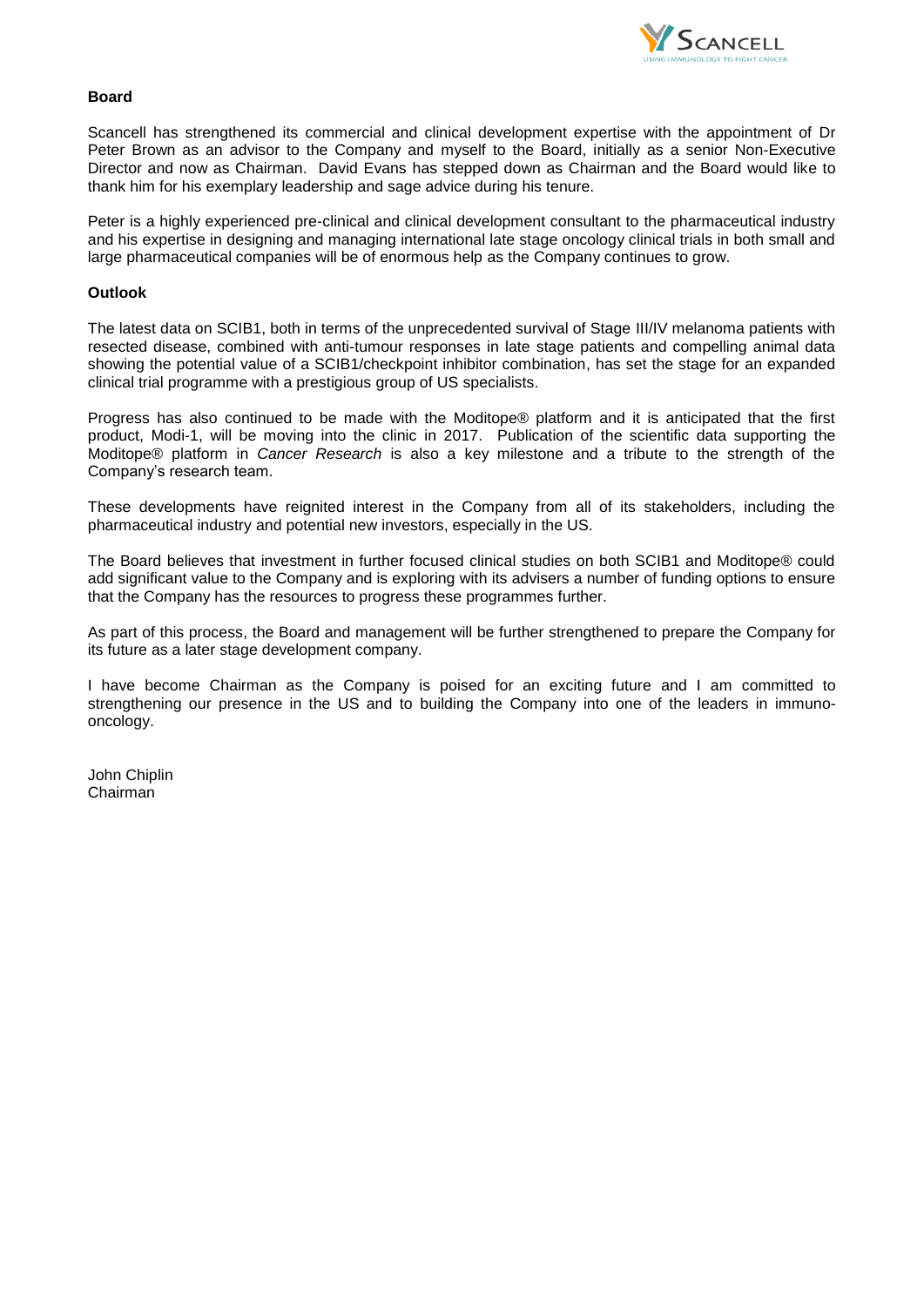**Board**

Scancell has strengthened its commercial and clinical development expertise with the appointment of Dr Peter Brown as an advisor to the Company and myself to the Board, initially as a senior Non-Executive Director and now as Chairman. David Evans has stepped down as Chairman and the Board would like to thank him for his exemplary leadership and sage advice during his tenure.

Peter is a highly experienced pre-clinical and clinical development consultant to the pharmaceutical industry and his expertise in designing and managing international late stage oncology clinical trials in both small and large pharmaceutical companies will be of enormous help as the Company continues to grow.

**Outlook**

The latest data on SCIB1, both in terms of the unprecedented survival of Stage III/IV melanoma patients with resected disease, combined with anti-tumour responses in late stage patients and compelling animal data showing the potential value of a SCIB1/checkpoint inhibitor combination, has set the stage for an expanded clinical trial programme with a prestigious group of US specialists.

Progress has also continued to be made with the Moditope® platform and it is anticipated that the first product, Modi-1, will be moving into the clinic in 2017. Publication of the scientific data supporting the Moditope® platform in *Cancer Research* is also a key milestone and a tribute to the strength of the Company's research team.

These developments have reignited interest in the Company from all of its stakeholders, including the pharmaceutical industry and potential new investors, especially in the US.

The Board believes that investment in further focused clinical studies on both SCIB1 and Moditope® could add significant value to the Company and is exploring with its advisers a number of funding options to ensure that the Company has the resources to progress these programmes further.

As part of this process, the Board and management will be further strengthened to prepare the Company for its future as a later stage development company.

I have become Chairman as the Company is poised for an exciting future and I am committed to strengthening our presence in the US and to building the Company into one of the leaders in immuno-oncology.

John Chiplin
Chairman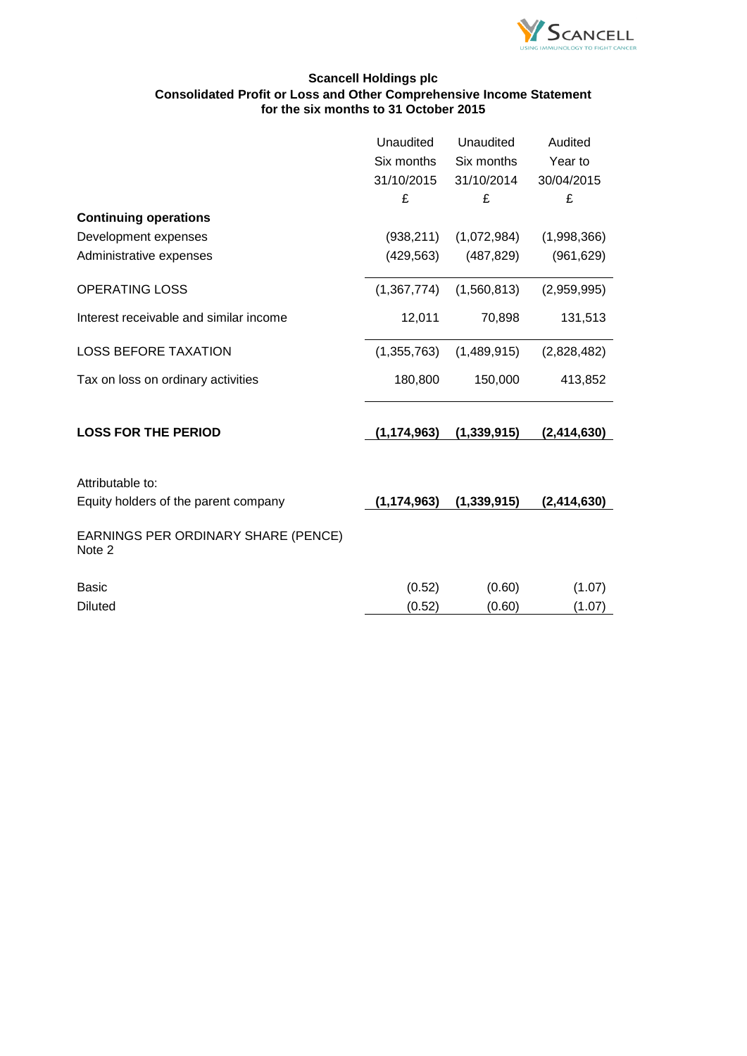## Scancell Holdings plc
## Consolidated Profit or Loss and Other Comprehensive Income Statement
## for the six months to 31 October 2015

| | Unaudited Six months 31/10/2015 £ | Unaudited Six months 31/10/2014 £ | Audited Year to 30/04/2015 £ |
|---|---|---|---|
| **Continuing operations** | | | |
| Development expenses | (938,211) | (1,072,984) | (1,998,366) |
| Administrative expenses | (429,563) | (487,829) | (961,629) |
| OPERATING LOSS | (1,367,774) | (1,560,813) | (2,959,995) |
| Interest receivable and similar income | 12,011 | 70,898 | 131,513 |
| LOSS BEFORE TAXATION | (1,355,763) | (1,489,915) | (2,828,482) |
| Tax on loss on ordinary activities | 180,800 | 150,000 | 413,852 |
| **LOSS FOR THE PERIOD** | **(1,174,963)** | **(1,339,915)** | **(2,414,630)** |
| Attributable to: | | | |
| Equity holders of the parent company | **(1,174,963)** | **(1,339,915)** | **(2,414,630)** |
| EARNINGS PER ORDINARY SHARE (PENCE) Note 2 | | | |
| Basic | (0.52) | (0.60) | (1.07) |
| Diluted | (0.52) | (0.60) | (1.07) |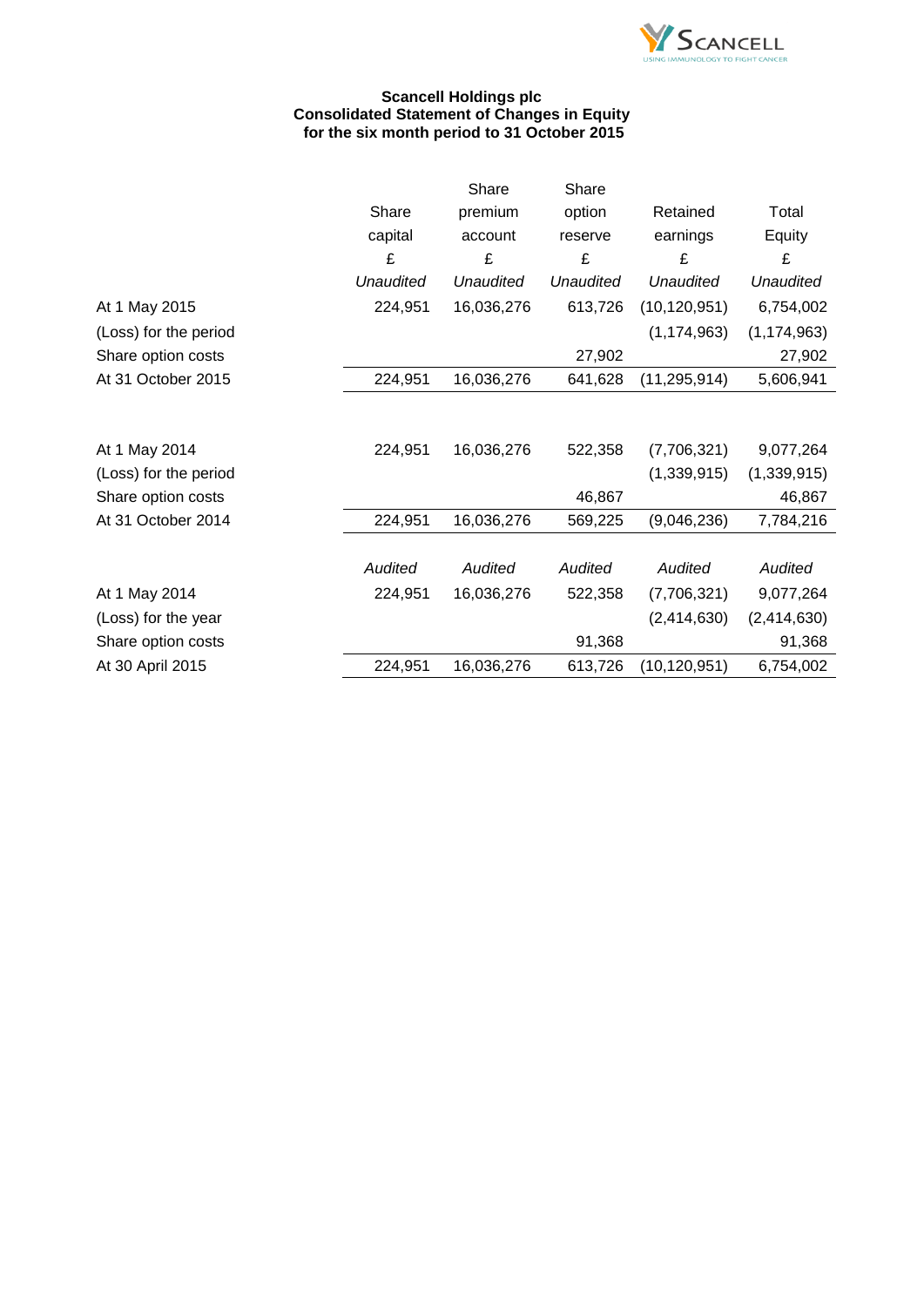**Scancell Holdings plc**
**Consolidated Statement of Changes in Equity**
**for the six month period to 31 October 2015**

| | Share capital | Share premium account | Share option reserve | Retained earnings | Total Equity |
|---|---|---|---|---|---|
| | £ | £ | £ | £ | £ |
| | *Unaudited* | *Unaudited* | *Unaudited* | *Unaudited* | *Unaudited* |
| At 1 May 2015 | 224,951 | 16,036,276 | 613,726 | (10,120,951) | 6,754,002 |
| (Loss) for the period | | | | (1,174,963) | (1,174,963) |
| Share option costs | | | 27,902 | | 27,902 |
| At 31 October 2015 | 224,951 | 16,036,276 | 641,628 | (11,295,914) | 5,606,941 |
| | | | | | |
| At 1 May 2014 | 224,951 | 16,036,276 | 522,358 | (7,706,321) | 9,077,264 |
| (Loss) for the period | | | | (1,339,915) | (1,339,915) |
| Share option costs | | | 46,867 | | 46,867 |
| At 31 October 2014 | 224,951 | 16,036,276 | 569,225 | (9,046,236) | 7,784,216 |
| | | | | | |
| | *Audited* | *Audited* | *Audited* | *Audited* | *Audited* |
| At 1 May 2014 | 224,951 | 16,036,276 | 522,358 | (7,706,321) | 9,077,264 |
| (Loss) for the year | | | | (2,414,630) | (2,414,630) |
| Share option costs | | | 91,368 | | 91,368 |
| At 30 April 2015 | 224,951 | 16,036,276 | 613,726 | (10,120,951) | 6,754,002 |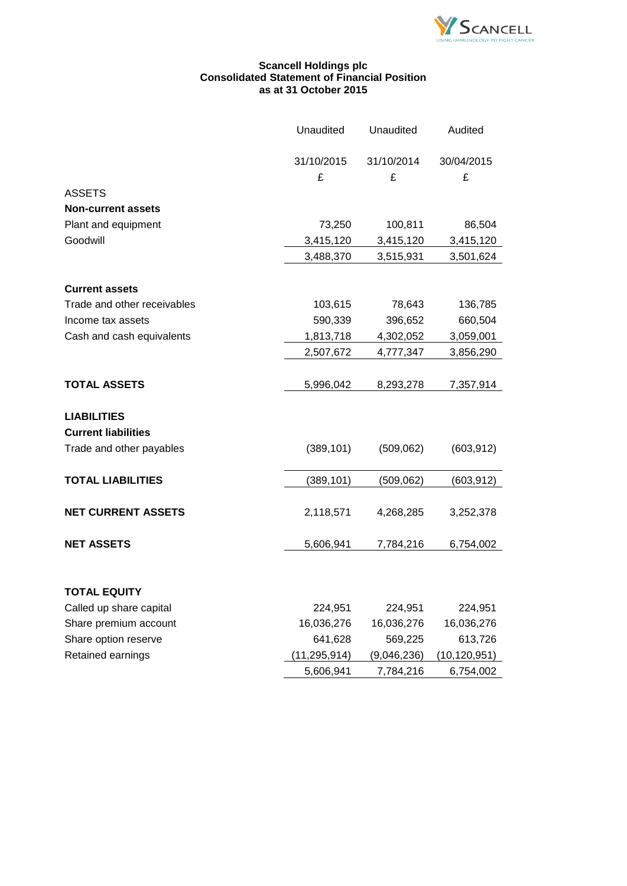**Scancell Holdings plc**
**Consolidated Statement of Financial Position**
**as at 31 October 2015**

| | Unaudited | Unaudited | Audited |
|---|---|---|---|
| | 31/10/2015 | 31/10/2014 | 30/04/2015 |
| | £ | £ | £ |
| ASSETS | | | |
| **Non-current assets** | | | |
| Plant and equipment | 73,250 | 100,811 | 86,504 |
| Goodwill | 3,415,120 | 3,415,120 | 3,415,120 |
| | 3,488,370 | 3,515,931 | 3,501,624 |
| **Current assets** | | | |
| Trade and other receivables | 103,615 | 78,643 | 136,785 |
| Income tax assets | 590,339 | 396,652 | 660,504 |
| Cash and cash equivalents | 1,813,718 | 4,302,052 | 3,059,001 |
| | 2,507,672 | 4,777,347 | 3,856,290 |
| **TOTAL ASSETS** | 5,996,042 | 8,293,278 | 7,357,914 |
| **LIABILITIES** | | | |
| **Current liabilities** | | | |
| Trade and other payables | (389,101) | (509,062) | (603,912) |
| **TOTAL LIABILITIES** | (389,101) | (509,062) | (603,912) |
| **NET CURRENT ASSETS** | 2,118,571 | 4,268,285 | 3,252,378 |
| **NET ASSETS** | 5,606,941 | 7,784,216 | 6,754,002 |
| **TOTAL EQUITY** | | | |
| Called up share capital | 224,951 | 224,951 | 224,951 |
| Share premium account | 16,036,276 | 16,036,276 | 16,036,276 |
| Share option reserve | 641,628 | 569,225 | 613,726 |
| Retained earnings | (11,295,914) | (9,046,236) | (10,120,951) |
| | 5,606,941 | 7,784,216 | 6,754,002 |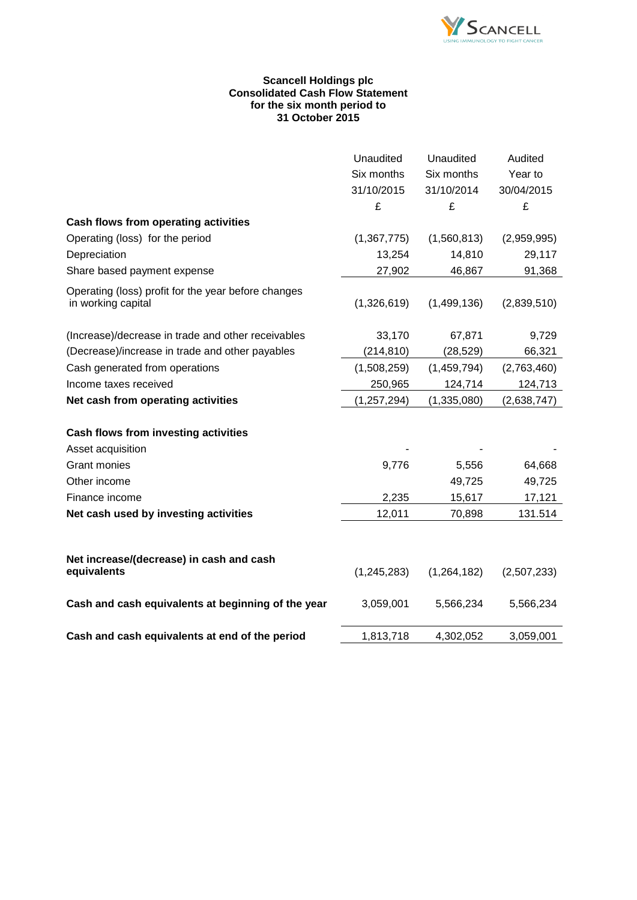**Scancell Holdings plc**
**Consolidated Cash Flow Statement**
**for the six month period to**
**31 October 2015**

| | Unaudited Six months 31/10/2015 £ | Unaudited Six months 31/10/2014 £ | Audited Year to 30/04/2015 £ |
|---|---|---|---|
| **Cash flows from operating activities** | | | |
| Operating (loss) for the period | (1,367,775) | (1,560,813) | (2,959,995) |
| Depreciation | 13,254 | 14,810 | 29,117 |
| Share based payment expense | 27,902 | 46,867 | 91,368 |
| Operating (loss) profit for the year before changes in working capital | (1,326,619) | (1,499,136) | (2,839,510) |
| (Increase)/decrease in trade and other receivables | 33,170 | 67,871 | 9,729 |
| (Decrease)/increase in trade and other payables | (214,810) | (28,529) | 66,321 |
| Cash generated from operations | (1,508,259) | (1,459,794) | (2,763,460) |
| Income taxes received | 250,965 | 124,714 | 124,713 |
| **Net cash from operating activities** | (1,257,294) | (1,335,080) | (2,638,747) |
| **Cash flows from investing activities** | | | |
| Asset acquisition | - | - | - |
| Grant monies | 9,776 | 5,556 | 64,668 |
| Other income | | 49,725 | 49,725 |
| Finance income | 2,235 | 15,617 | 17,121 |
| **Net cash used by investing activities** | 12,011 | 70,898 | 131.514 |
| **Net increase/(decrease) in cash and cash equivalents** | (1,245,283) | (1,264,182) | (2,507,233) |
| **Cash and cash equivalents at beginning of the year** | 3,059,001 | 5,566,234 | 5,566,234 |
| **Cash and cash equivalents at end of the period** | 1,813,718 | 4,302,052 | 3,059,001 |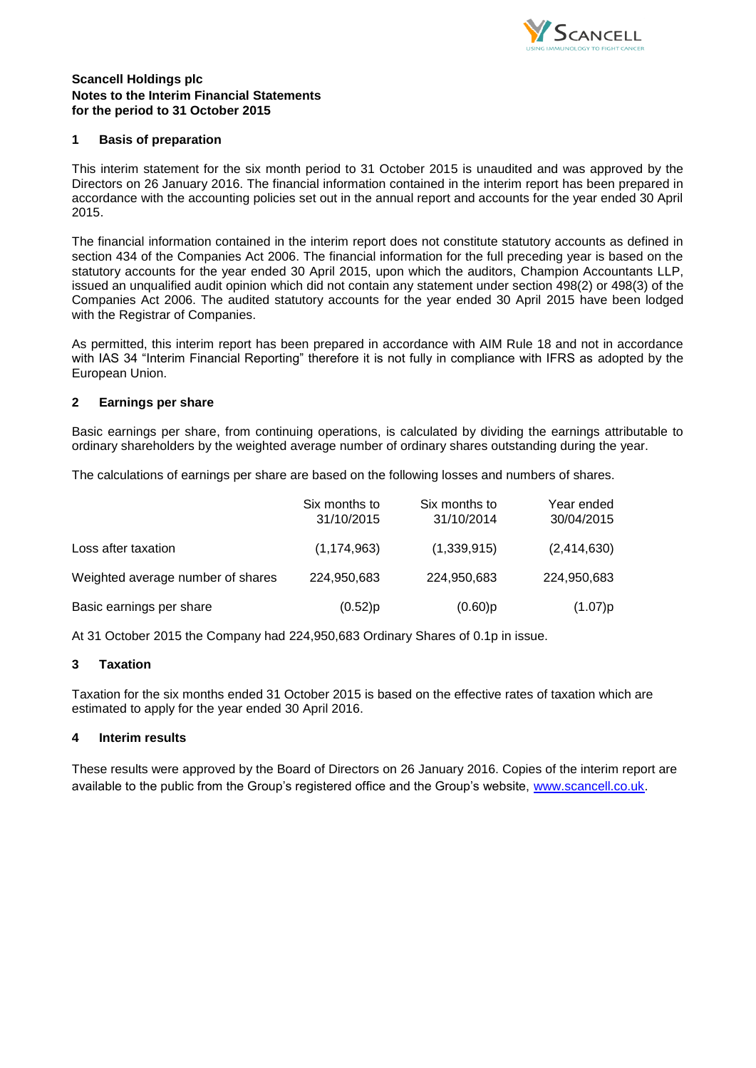**Scancell Holdings plc**
**Notes to the Interim Financial Statements**
**for the period to 31 October 2015**

## 1 Basis of preparation

This interim statement for the six month period to 31 October 2015 is unaudited and was approved by the Directors on 26 January 2016. The financial information contained in the interim report has been prepared in accordance with the accounting policies set out in the annual report and accounts for the year ended 30 April 2015.

The financial information contained in the interim report does not constitute statutory accounts as defined in section 434 of the Companies Act 2006. The financial information for the full preceding year is based on the statutory accounts for the year ended 30 April 2015, upon which the auditors, Champion Accountants LLP, issued an unqualified audit opinion which did not contain any statement under section 498(2) or 498(3) of the Companies Act 2006. The audited statutory accounts for the year ended 30 April 2015 have been lodged with the Registrar of Companies.

As permitted, this interim report has been prepared in accordance with AIM Rule 18 and not in accordance with IAS 34 "Interim Financial Reporting" therefore it is not fully in compliance with IFRS as adopted by the European Union.

## 2 Earnings per share

Basic earnings per share, from continuing operations, is calculated by dividing the earnings attributable to ordinary shareholders by the weighted average number of ordinary shares outstanding during the year.

The calculations of earnings per share are based on the following losses and numbers of shares.

| | Six months to 31/10/2015 | Six months to 31/10/2014 | Year ended 30/04/2015 |
|---|---|---|---|
| Loss after taxation | (1,174,963) | (1,339,915) | (2,414,630) |
| Weighted average number of shares | 224,950,683 | 224,950,683 | 224,950,683 |
| Basic earnings per share | (0.52)p | (0.60)p | (1.07)p |

At 31 October 2015 the Company had 224,950,683 Ordinary Shares of 0.1p in issue.

## 3 Taxation

Taxation for the six months ended 31 October 2015 is based on the effective rates of taxation which are estimated to apply for the year ended 30 April 2016.

## 4 Interim results

These results were approved by the Board of Directors on 26 January 2016. Copies of the interim report are available to the public from the Group's registered office and the Group's website, www.scancell.co.uk.